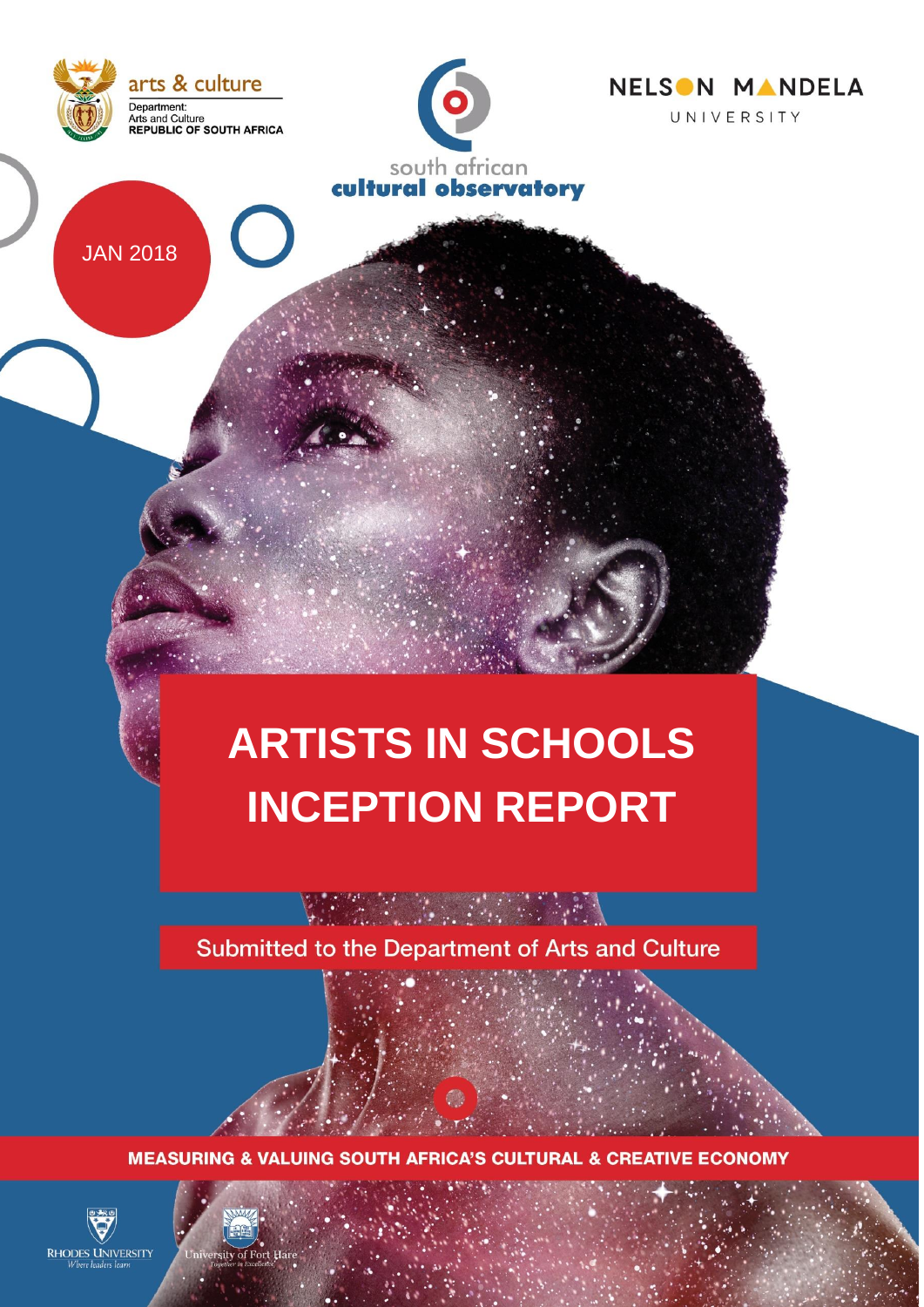arts & culture

Department:
Arts and Culture
REPUBLIC OF SOUTH AFRICA

south african
cultural observatory

NELSON MANDELA
UNIVERSITY

JAN 2018

# ARTISTS IN SCHOOLS INCEPTION REPORT

Submitted to the Department of Arts and Culture

**MEASURING & VALUING SOUTH AFRICA'S CULTURAL & CREATIVE ECONOMY**

RHODES UNIVERSITY
Where leaders learn

University of Fort Hare
Together in Excellence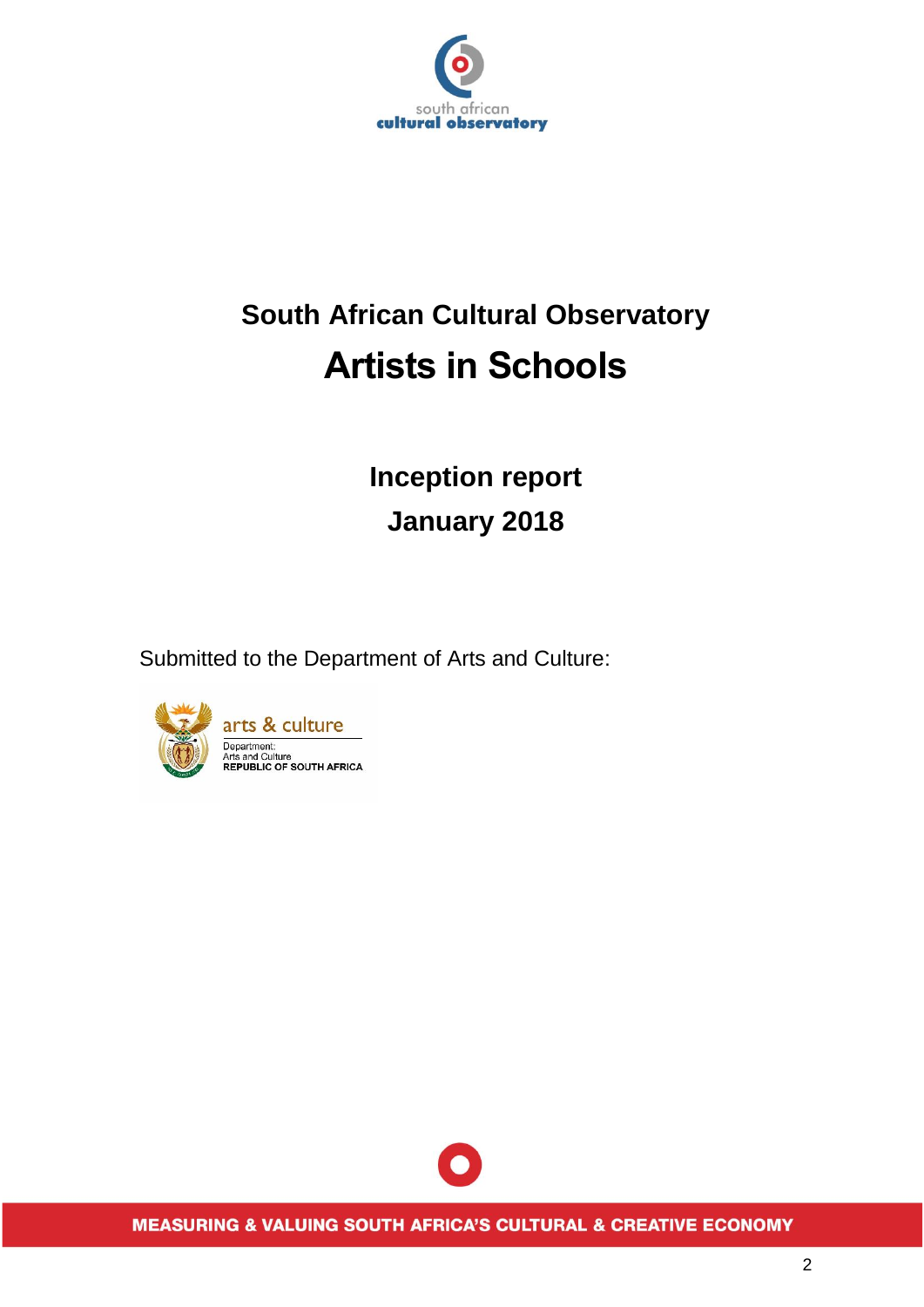south african
cultural observatory

# South African Cultural Observatory

# Artists in Schools

## Inception report

## January 2018

Submitted to the Department of Arts and Culture:

arts & culture

Department:
Arts and Culture
REPUBLIC OF SOUTH AFRICA

MEASURING & VALUING SOUTH AFRICA'S CULTURAL & CREATIVE ECONOMY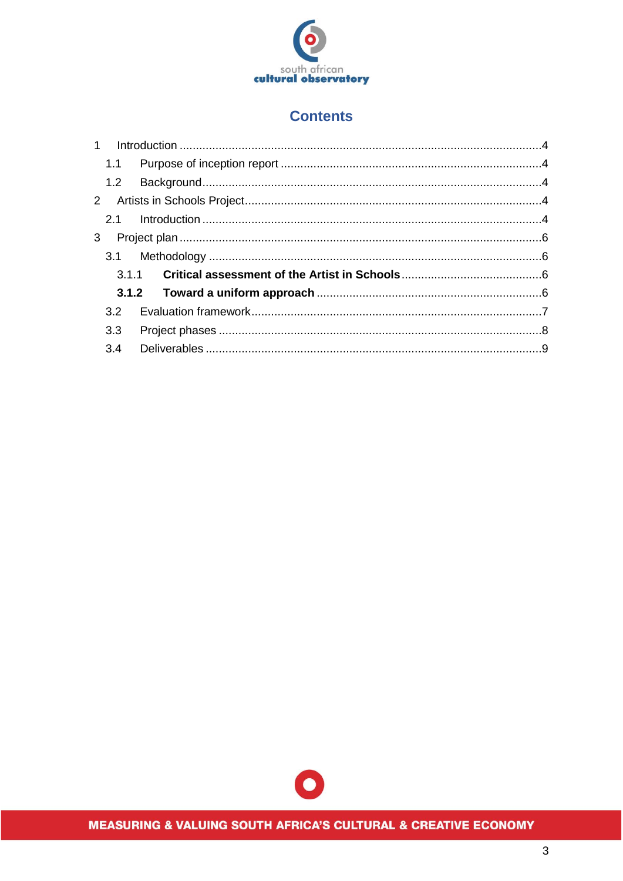# Contents

1 Introduction ..... 4
  1.1 Purpose of inception report ..... 4
  1.2 Background ..... 4
2 Artists in Schools Project ..... 4
  2.1 Introduction ..... 4
3 Project plan ..... 6
  3.1 Methodology ..... 6
    3.1.1 **Critical assessment of the Artist in Schools** ..... 6
    **3.1.2 Toward a uniform approach** ..... 6
  3.2 Evaluation framework ..... 7
  3.3 Project phases ..... 8
  3.4 Deliverables ..... 9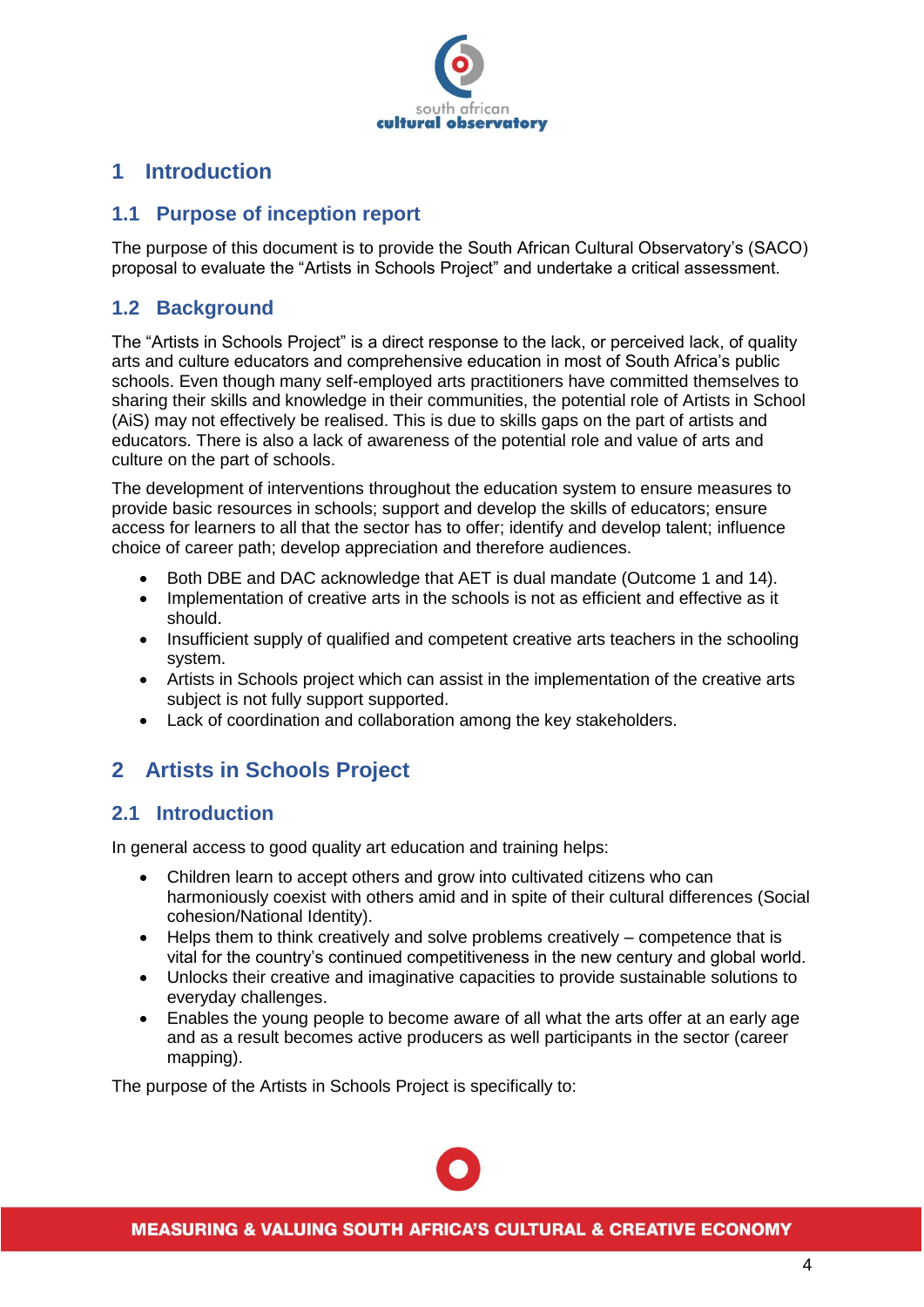# 1 Introduction

## 1.1 Purpose of inception report

The purpose of this document is to provide the South African Cultural Observatory's (SACO) proposal to evaluate the "Artists in Schools Project" and undertake a critical assessment.

## 1.2 Background

The "Artists in Schools Project" is a direct response to the lack, or perceived lack, of quality arts and culture educators and comprehensive education in most of South Africa's public schools. Even though many self-employed arts practitioners have committed themselves to sharing their skills and knowledge in their communities, the potential role of Artists in School (AiS) may not effectively be realised. This is due to skills gaps on the part of artists and educators. There is also a lack of awareness of the potential role and value of arts and culture on the part of schools.

The development of interventions throughout the education system to ensure measures to provide basic resources in schools; support and develop the skills of educators; ensure access for learners to all that the sector has to offer; identify and develop talent; influence choice of career path; develop appreciation and therefore audiences.

- Both DBE and DAC acknowledge that AET is dual mandate (Outcome 1 and 14).
- Implementation of creative arts in the schools is not as efficient and effective as it should.
- Insufficient supply of qualified and competent creative arts teachers in the schooling system.
- Artists in Schools project which can assist in the implementation of the creative arts subject is not fully support supported.
- Lack of coordination and collaboration among the key stakeholders.

# 2 Artists in Schools Project

## 2.1 Introduction

In general access to good quality art education and training helps:

- Children learn to accept others and grow into cultivated citizens who can harmoniously coexist with others amid and in spite of their cultural differences (Social cohesion/National Identity).
- Helps them to think creatively and solve problems creatively – competence that is vital for the country's continued competitiveness in the new century and global world.
- Unlocks their creative and imaginative capacities to provide sustainable solutions to everyday challenges.
- Enables the young people to become aware of all what the arts offer at an early age and as a result becomes active producers as well participants in the sector (career mapping).

The purpose of the Artists in Schools Project is specifically to: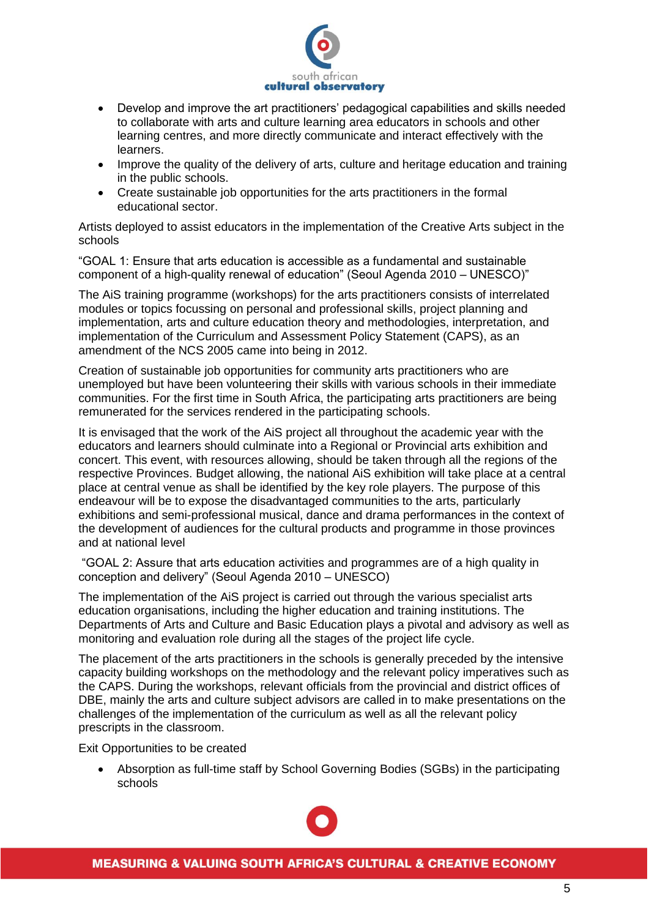- Develop and improve the art practitioners' pedagogical capabilities and skills needed to collaborate with arts and culture learning area educators in schools and other learning centres, and more directly communicate and interact effectively with the learners.
- Improve the quality of the delivery of arts, culture and heritage education and training in the public schools.
- Create sustainable job opportunities for the arts practitioners in the formal educational sector.

Artists deployed to assist educators in the implementation of the Creative Arts subject in the schools

"GOAL 1: Ensure that arts education is accessible as a fundamental and sustainable component of a high-quality renewal of education" (Seoul Agenda 2010 – UNESCO)"

The AiS training programme (workshops) for the arts practitioners consists of interrelated modules or topics focussing on personal and professional skills, project planning and implementation, arts and culture education theory and methodologies, interpretation, and implementation of the Curriculum and Assessment Policy Statement (CAPS), as an amendment of the NCS 2005 came into being in 2012.

Creation of sustainable job opportunities for community arts practitioners who are unemployed but have been volunteering their skills with various schools in their immediate communities. For the first time in South Africa, the participating arts practitioners are being remunerated for the services rendered in the participating schools.

It is envisaged that the work of the AiS project all throughout the academic year with the educators and learners should culminate into a Regional or Provincial arts exhibition and concert. This event, with resources allowing, should be taken through all the regions of the respective Provinces. Budget allowing, the national AiS exhibition will take place at a central place at central venue as shall be identified by the key role players. The purpose of this endeavour will be to expose the disadvantaged communities to the arts, particularly exhibitions and semi-professional musical, dance and drama performances in the context of the development of audiences for the cultural products and programme in those provinces and at national level

"GOAL 2: Assure that arts education activities and programmes are of a high quality in conception and delivery" (Seoul Agenda 2010 – UNESCO)

The implementation of the AiS project is carried out through the various specialist arts education organisations, including the higher education and training institutions. The Departments of Arts and Culture and Basic Education plays a pivotal and advisory as well as monitoring and evaluation role during all the stages of the project life cycle.

The placement of the arts practitioners in the schools is generally preceded by the intensive capacity building workshops on the methodology and the relevant policy imperatives such as the CAPS. During the workshops, relevant officials from the provincial and district offices of DBE, mainly the arts and culture subject advisors are called in to make presentations on the challenges of the implementation of the curriculum as well as all the relevant policy prescripts in the classroom.

Exit Opportunities to be created

- Absorption as full-time staff by School Governing Bodies (SGBs) in the participating schools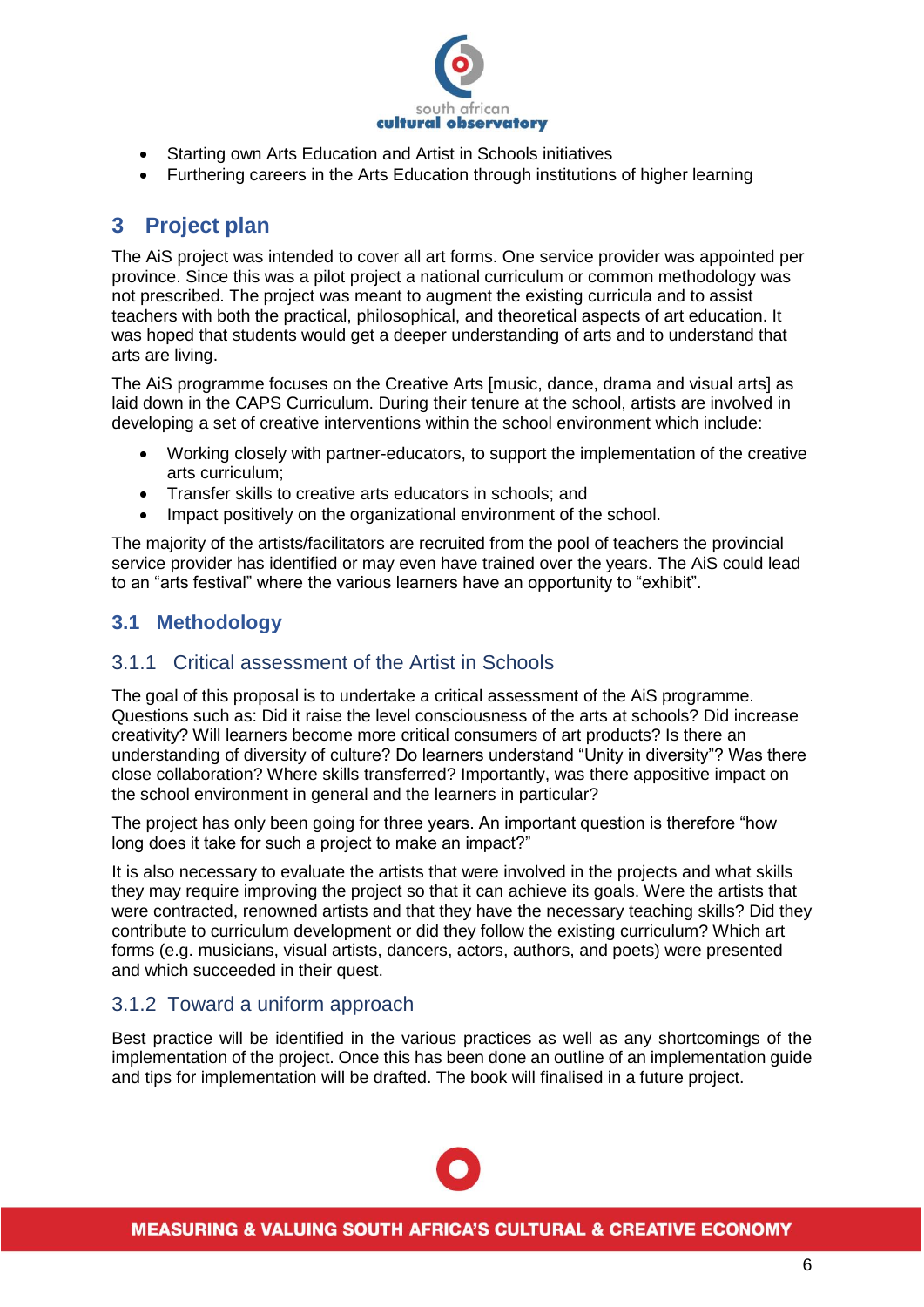- Starting own Arts Education and Artist in Schools initiatives
- Furthering careers in the Arts Education through institutions of higher learning

# 3 Project plan

The AiS project was intended to cover all art forms. One service provider was appointed per province. Since this was a pilot project a national curriculum or common methodology was not prescribed. The project was meant to augment the existing curricula and to assist teachers with both the practical, philosophical, and theoretical aspects of art education. It was hoped that students would get a deeper understanding of arts and to understand that arts are living.

The AiS programme focuses on the Creative Arts [music, dance, drama and visual arts] as laid down in the CAPS Curriculum. During their tenure at the school, artists are involved in developing a set of creative interventions within the school environment which include:

- Working closely with partner-educators, to support the implementation of the creative arts curriculum;
- Transfer skills to creative arts educators in schools; and
- Impact positively on the organizational environment of the school.

The majority of the artists/facilitators are recruited from the pool of teachers the provincial service provider has identified or may even have trained over the years. The AiS could lead to an "arts festival" where the various learners have an opportunity to "exhibit".

## 3.1 Methodology

### 3.1.1 Critical assessment of the Artist in Schools

The goal of this proposal is to undertake a critical assessment of the AiS programme. Questions such as: Did it raise the level consciousness of the arts at schools? Did increase creativity? Will learners become more critical consumers of art products? Is there an understanding of diversity of culture? Do learners understand "Unity in diversity"? Was there close collaboration? Where skills transferred? Importantly, was there appositive impact on the school environment in general and the learners in particular?

The project has only been going for three years. An important question is therefore "how long does it take for such a project to make an impact?"

It is also necessary to evaluate the artists that were involved in the projects and what skills they may require improving the project so that it can achieve its goals. Were the artists that were contracted, renowned artists and that they have the necessary teaching skills? Did they contribute to curriculum development or did they follow the existing curriculum? Which art forms (e.g. musicians, visual artists, dancers, actors, authors, and poets) were presented and which succeeded in their quest.

### 3.1.2 Toward a uniform approach

Best practice will be identified in the various practices as well as any shortcomings of the implementation of the project. Once this has been done an outline of an implementation guide and tips for implementation will be drafted. The book will finalised in a future project.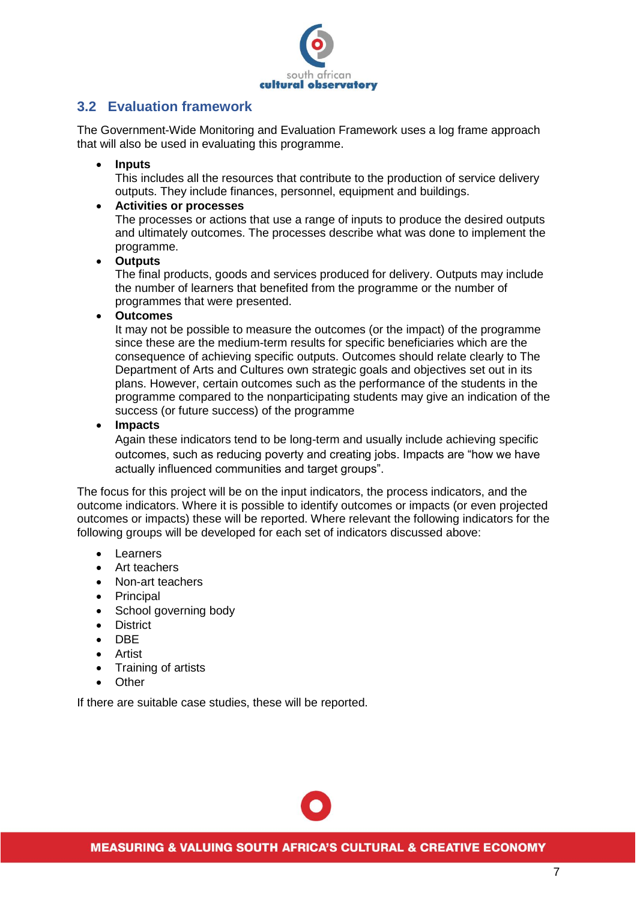## 3.2 Evaluation framework

The Government-Wide Monitoring and Evaluation Framework uses a log frame approach that will also be used in evaluating this programme.

- **Inputs**
  This includes all the resources that contribute to the production of service delivery outputs. They include finances, personnel, equipment and buildings.
- **Activities or processes**
  The processes or actions that use a range of inputs to produce the desired outputs and ultimately outcomes. The processes describe what was done to implement the programme.
- **Outputs**
  The final products, goods and services produced for delivery. Outputs may include the number of learners that benefited from the programme or the number of programmes that were presented.
- **Outcomes**
  It may not be possible to measure the outcomes (or the impact) of the programme since these are the medium-term results for specific beneficiaries which are the consequence of achieving specific outputs. Outcomes should relate clearly to The Department of Arts and Cultures own strategic goals and objectives set out in its plans. However, certain outcomes such as the performance of the students in the programme compared to the nonparticipating students may give an indication of the success (or future success) of the programme
- **Impacts**
  Again these indicators tend to be long-term and usually include achieving specific outcomes, such as reducing poverty and creating jobs. Impacts are "how we have actually influenced communities and target groups".

The focus for this project will be on the input indicators, the process indicators, and the outcome indicators. Where it is possible to identify outcomes or impacts (or even projected outcomes or impacts) these will be reported. Where relevant the following indicators for the following groups will be developed for each set of indicators discussed above:

- Learners
- Art teachers
- Non-art teachers
- Principal
- School governing body
- District
- DBE
- Artist
- Training of artists
- Other

If there are suitable case studies, these will be reported.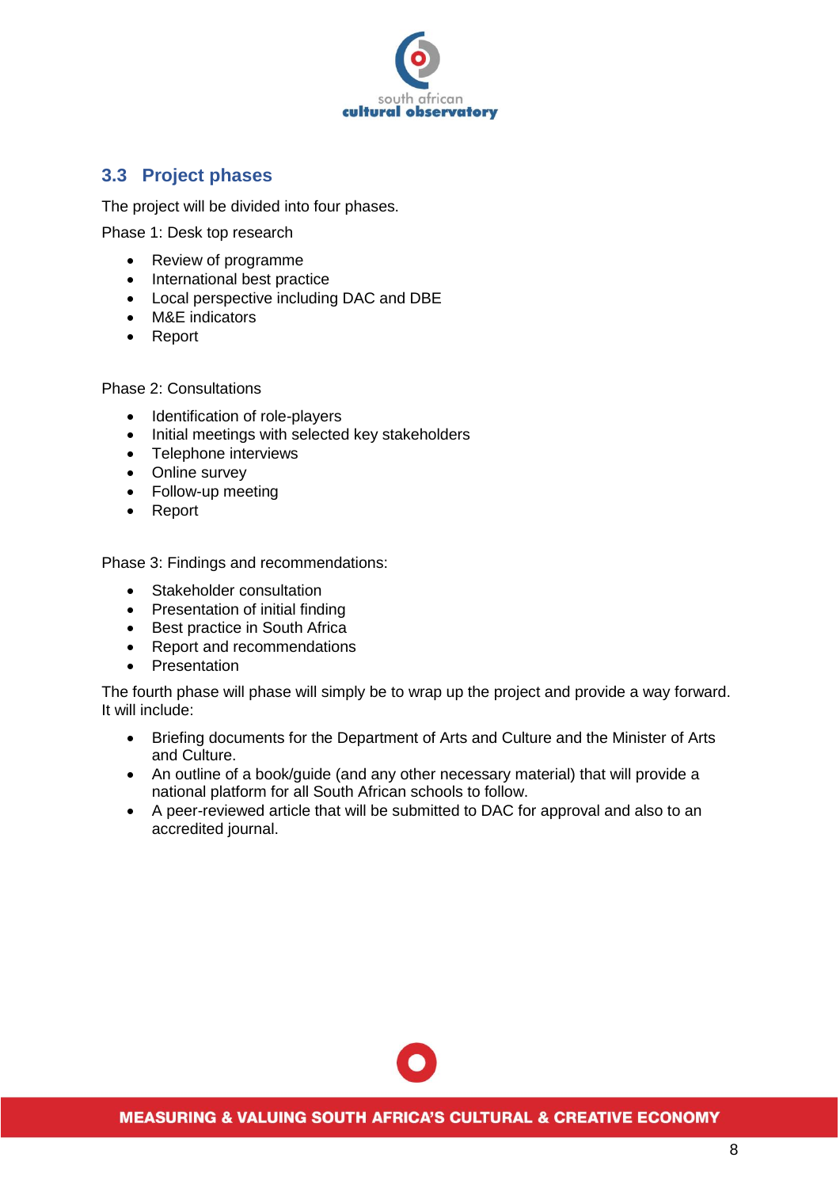## 3.3 Project phases

The project will be divided into four phases.

Phase 1: Desk top research

- Review of programme
- International best practice
- Local perspective including DAC and DBE
- M&E indicators
- Report

Phase 2: Consultations

- Identification of role-players
- Initial meetings with selected key stakeholders
- Telephone interviews
- Online survey
- Follow-up meeting
- Report

Phase 3: Findings and recommendations:

- Stakeholder consultation
- Presentation of initial finding
- Best practice in South Africa
- Report and recommendations
- Presentation

The fourth phase will phase will simply be to wrap up the project and provide a way forward. It will include:

- Briefing documents for the Department of Arts and Culture and the Minister of Arts and Culture.
- An outline of a book/guide (and any other necessary material) that will provide a national platform for all South African schools to follow.
- A peer-reviewed article that will be submitted to DAC for approval and also to an accredited journal.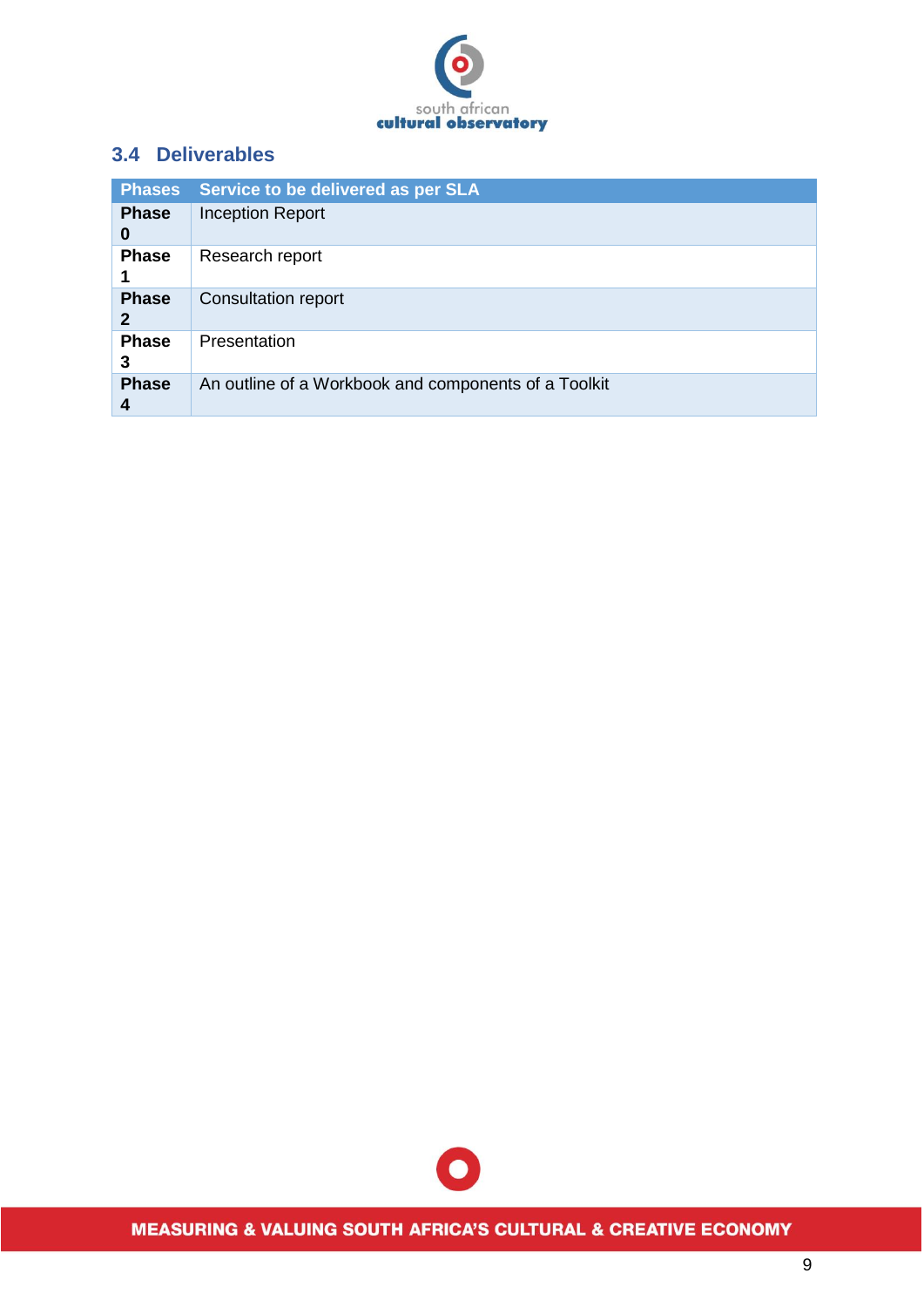### 3.4 Deliverables

| Phases | Service to be delivered as per SLA |
|---|---|
| **Phase 0** | Inception Report |
| **Phase 1** | Research report |
| **Phase 2** | Consultation report |
| **Phase 3** | Presentation |
| **Phase 4** | An outline of a Workbook and components of a Toolkit |